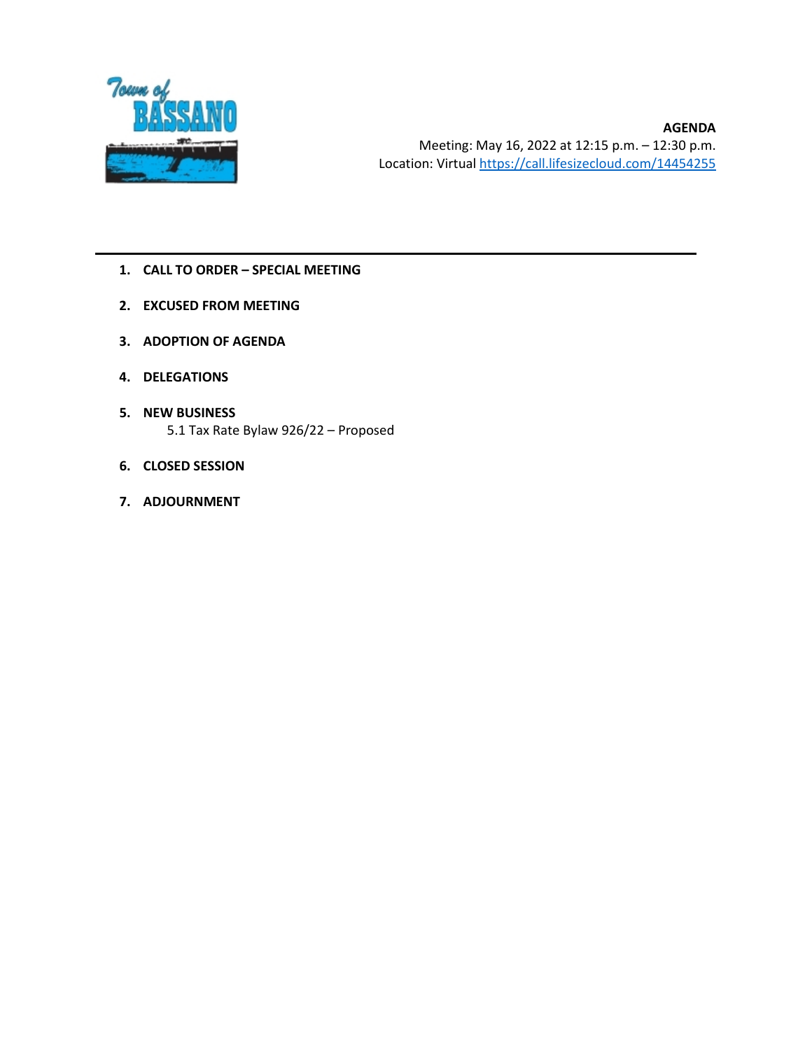Town of BASSANO

**AGENDA**
Meeting: May 16, 2022 at 12:15 p.m. – 12:30 p.m.
Location: Virtual https://call.lifesizecloud.com/14454255

---

1. **CALL TO ORDER – SPECIAL MEETING**

2. **EXCUSED FROM MEETING**

3. **ADOPTION OF AGENDA**

4. **DELEGATIONS**

5. **NEW BUSINESS**
   5.1 Tax Rate Bylaw 926/22 – Proposed

6. **CLOSED SESSION**

7. **ADJOURNMENT**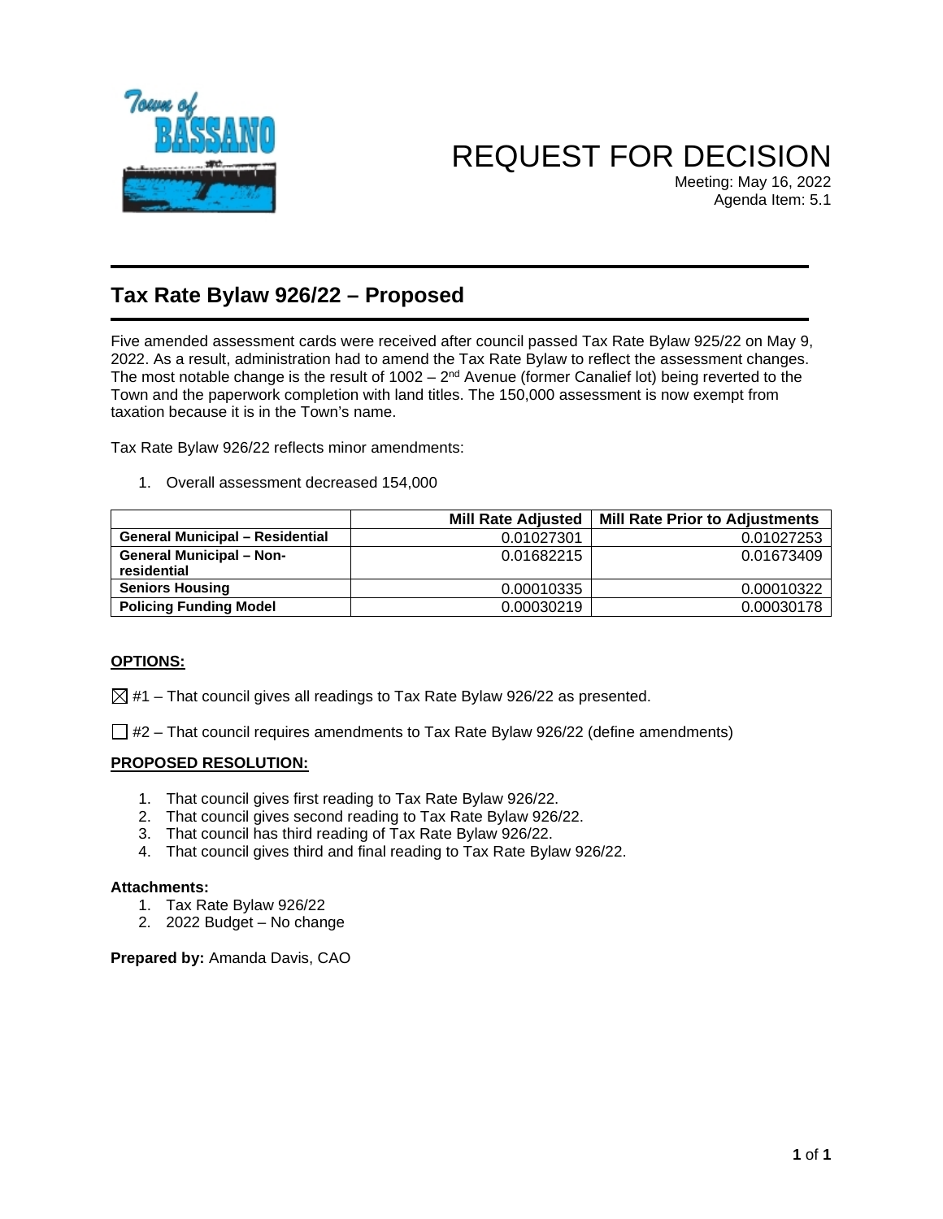# REQUEST FOR DECISION

Meeting: May 16, 2022
Agenda Item: 5.1

## Tax Rate Bylaw 926/22 – Proposed

Five amended assessment cards were received after council passed Tax Rate Bylaw 925/22 on May 9, 2022. As a result, administration had to amend the Tax Rate Bylaw to reflect the assessment changes. The most notable change is the result of 1002 – 2nd Avenue (former Canalief lot) being reverted to the Town and the paperwork completion with land titles. The 150,000 assessment is now exempt from taxation because it is in the Town's name.

Tax Rate Bylaw 926/22 reflects minor amendments:

1. Overall assessment decreased 154,000

| | Mill Rate Adjusted | Mill Rate Prior to Adjustments |
|---|---|---|
| **General Municipal – Residential** | 0.01027301 | 0.01027253 |
| **General Municipal – Non-residential** | 0.01682215 | 0.01673409 |
| **Seniors Housing** | 0.00010335 | 0.00010322 |
| **Policing Funding Model** | 0.00030219 | 0.00030178 |

**OPTIONS:**

☒ #1 – That council gives all readings to Tax Rate Bylaw 926/22 as presented.

☐ #2 – That council requires amendments to Tax Rate Bylaw 926/22 (define amendments)

**PROPOSED RESOLUTION:**

1. That council gives first reading to Tax Rate Bylaw 926/22.
2. That council gives second reading to Tax Rate Bylaw 926/22.
3. That council has third reading of Tax Rate Bylaw 926/22.
4. That council gives third and final reading to Tax Rate Bylaw 926/22.

**Attachments:**

1. Tax Rate Bylaw 926/22
2. 2022 Budget – No change

**Prepared by:** Amanda Davis, CAO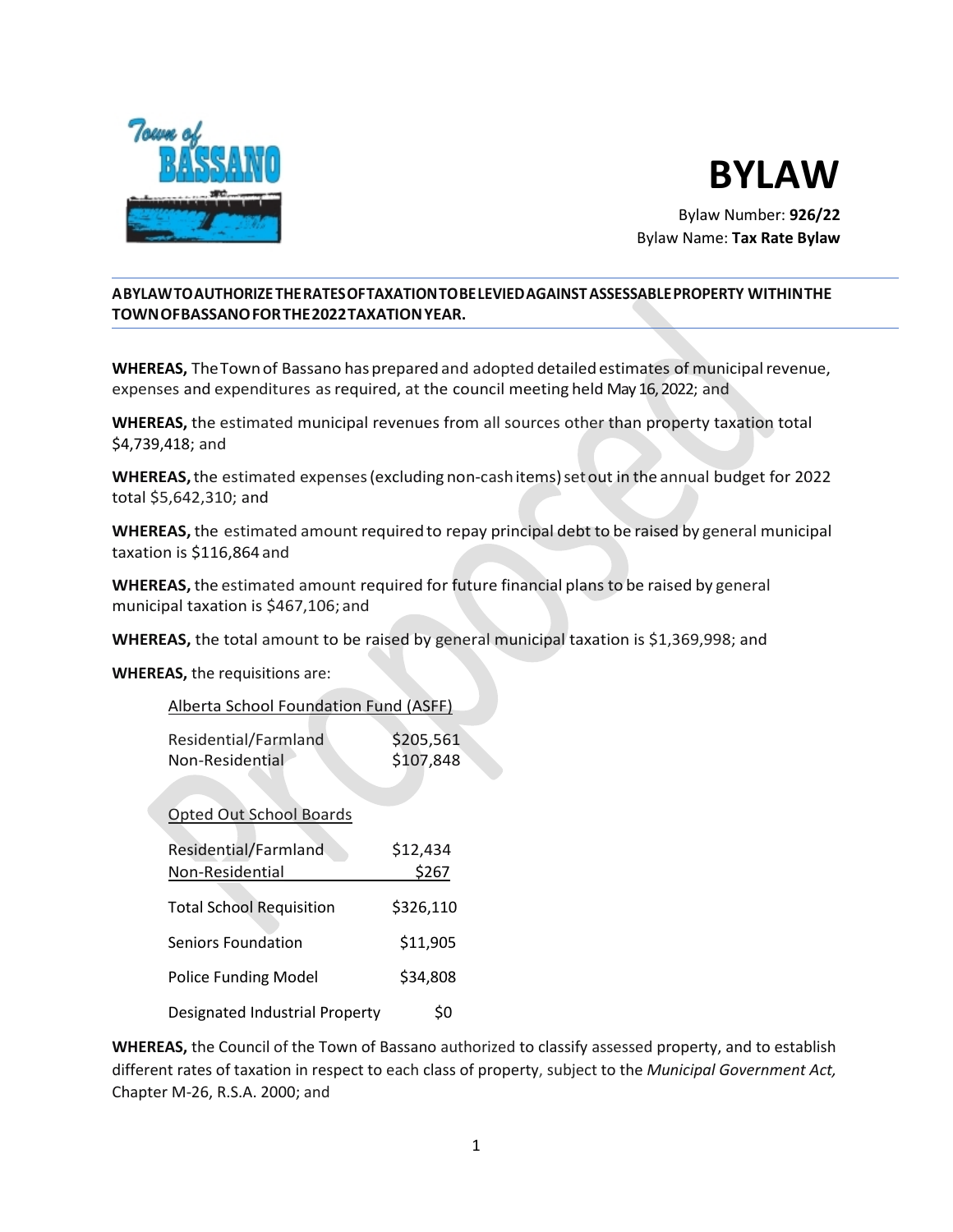# BYLAW

Bylaw Number: **926/22**
Bylaw Name: **Tax Rate Bylaw**

**A BYLAW TO AUTHORIZE THE RATES OF TAXATION TO BE LEVIED AGAINST ASSESSABLE PROPERTY WITHIN THE TOWN OF BASSANO FOR THE 2022 TAXATION YEAR.**

**WHEREAS,** The Town of Bassano has prepared and adopted detailed estimates of municipal revenue, expenses and expenditures as required, at the council meeting held May 16, 2022; and

**WHEREAS,** the estimated municipal revenues from all sources other than property taxation total $4,739,418; and

**WHEREAS,** the estimated expenses (excluding non-cash items) set out in the annual budget for 2022 total $5,642,310; and

**WHEREAS,** the estimated amount required to repay principal debt to be raised by general municipal taxation is $116,864 and

**WHEREAS,** the estimated amount required for future financial plans to be raised by general municipal taxation is $467,106; and

**WHEREAS,** the total amount to be raised by general municipal taxation is $1,369,998; and

**WHEREAS,** the requisitions are:

| Alberta School Foundation Fund (ASFF) | |
|---|---|
| Residential/Farmland | $205,561 |
| Non-Residential | $107,848 |
| **Opted Out School Boards** | |
| Residential/Farmland | $12,434 |
| Non-Residential | $267 |
| Total School Requisition | $326,110 |
| Seniors Foundation | $11,905 |
| Police Funding Model | $34,808 |
| Designated Industrial Property | $0 |

**WHEREAS,** the Council of the Town of Bassano authorized to classify assessed property, and to establish different rates of taxation in respect to each class of property, subject to the *Municipal Government Act,* Chapter M-26, R.S.A. 2000; and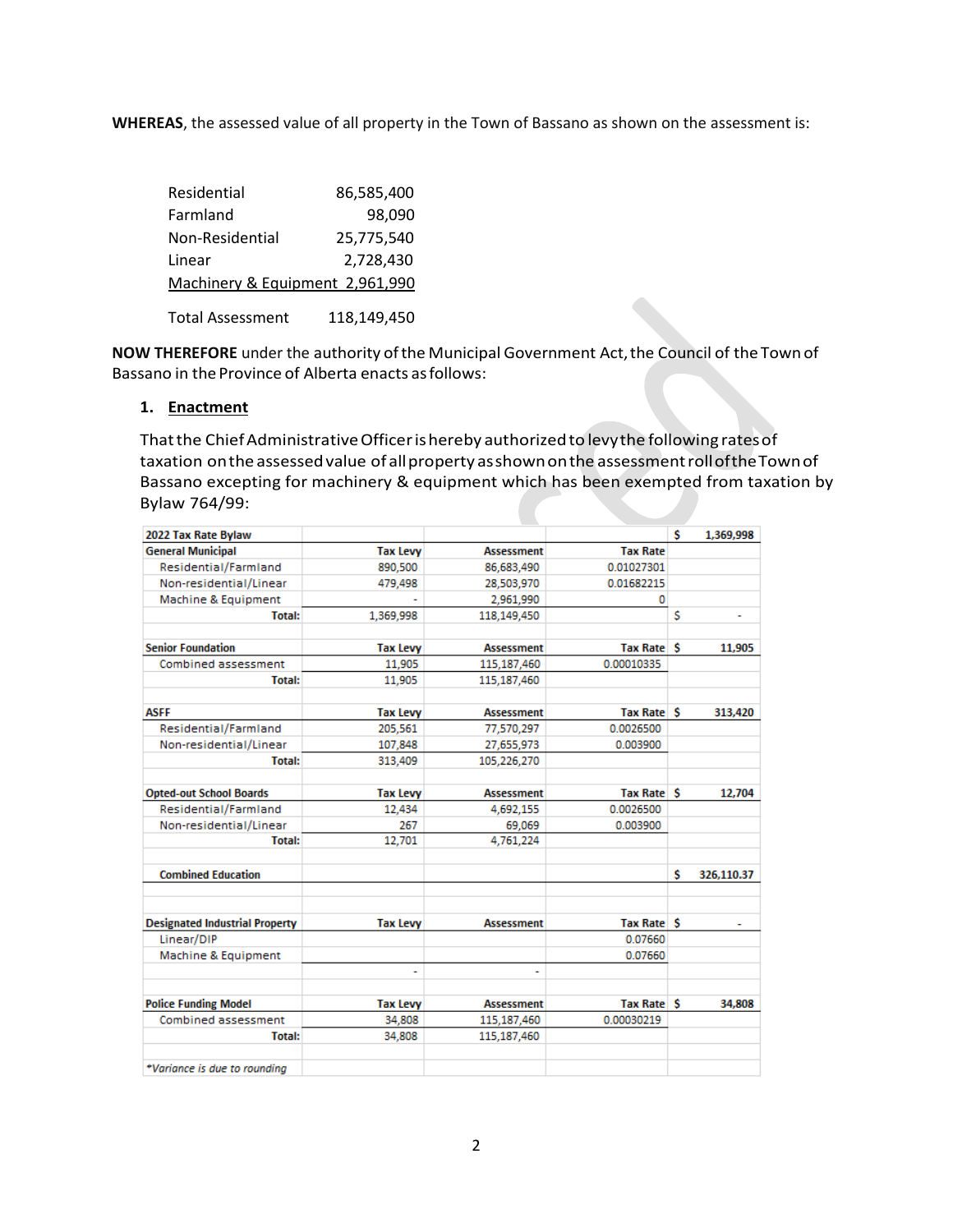**WHEREAS**, the assessed value of all property in the Town of Bassano as shown on the assessment is:

| | |
|---|---:|
| Residential | 86,585,400 |
| Farmland | 98,090 |
| Non-Residential | 25,775,540 |
| Linear | 2,728,430 |
| Machinery & Equipment | 2,961,990 |
| Total Assessment | 118,149,450 |

**NOW THEREFORE** under the authority of the Municipal Government Act, the Council of the Town of Bassano in the Province of Alberta enacts as follows:

1. **Enactment**

   That the Chief Administrative Officer is hereby authorized to levy the following rates of taxation on the assessed value of all property as shown on the assessment roll of the Town of Bassano excepting for machinery & equipment which has been exempted from taxation by Bylaw 764/99:

| 2022 Tax Rate Bylaw | | | | $ | 1,369,998 |
|---|---:|---:|---:|---|---:|
| **General Municipal** | **Tax Levy** | **Assessment** | **Tax Rate** | | |
| Residential/Farmland | 890,500 | 86,683,490 | 0.01027301 | | |
| Non-residential/Linear | 479,498 | 28,503,970 | 0.01682215 | | |
| Machine & Equipment | - | 2,961,990 | 0 | | |
| **Total:** | 1,369,998 | 118,149,450 | | $ | - |
| | | | | | |
| **Senior Foundation** | **Tax Levy** | **Assessment** | **Tax Rate** | $ | 11,905 |
| Combined assessment | 11,905 | 115,187,460 | 0.00010335 | | |
| **Total:** | 11,905 | 115,187,460 | | | |
| | | | | | |
| **ASFF** | **Tax Levy** | **Assessment** | **Tax Rate** | $ | 313,420 |
| Residential/Farmland | 205,561 | 77,570,297 | 0.0026500 | | |
| Non-residential/Linear | 107,848 | 27,655,973 | 0.003900 | | |
| **Total:** | 313,409 | 105,226,270 | | | |
| | | | | | |
| **Opted-out School Boards** | **Tax Levy** | **Assessment** | **Tax Rate** | $ | 12,704 |
| Residential/Farmland | 12,434 | 4,692,155 | 0.0026500 | | |
| Non-residential/Linear | 267 | 69,069 | 0.003900 | | |
| **Total:** | 12,701 | 4,761,224 | | | |
| | | | | | |
| **Combined Education** | | | | $ | 326,110.37 |
| | | | | | |
| **Designated Industrial Property** | **Tax Levy** | **Assessment** | **Tax Rate** | $ | - |
| Linear/DIP | | | 0.07660 | | |
| Machine & Equipment | | | 0.07660 | | |
| | - | - | | | |
| | | | | | |
| **Police Funding Model** | **Tax Levy** | **Assessment** | **Tax Rate** | $ | 34,808 |
| Combined assessment | 34,808 | 115,187,460 | 0.00030219 | | |
| **Total:** | 34,808 | 115,187,460 | | | |
| | | | | | |
| *\*Variance is due to rounding* | | | | | |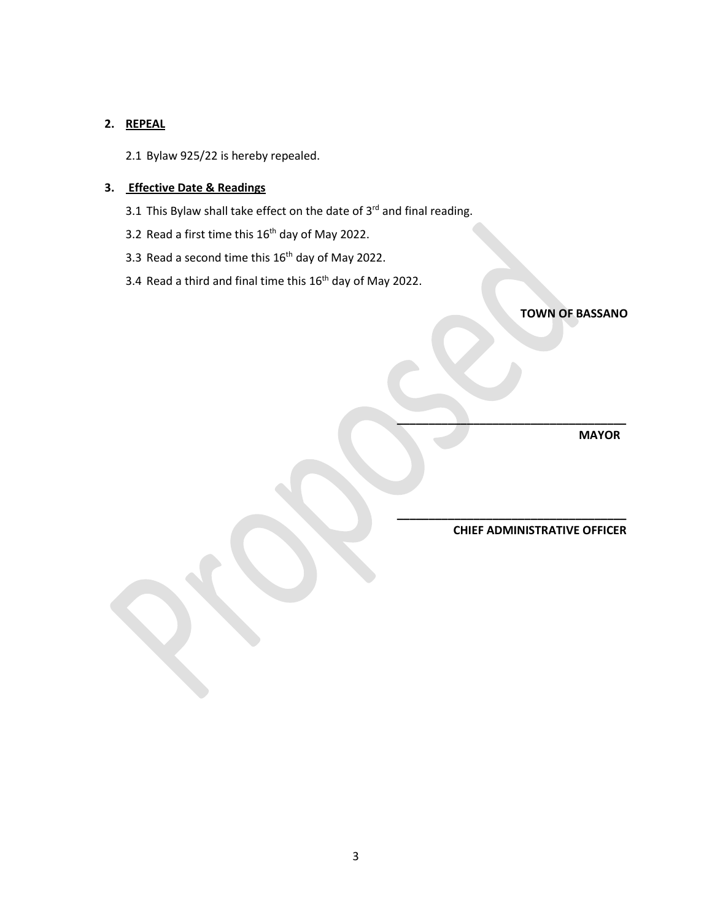## 2. REPEAL

2.1 Bylaw 925/22 is hereby repealed.

## 3. Effective Date & Readings

3.1 This Bylaw shall take effect on the date of 3rd and final reading.

3.2 Read a first time this 16th day of May 2022.

3.3 Read a second time this 16th day of May 2022.

3.4 Read a third and final time this 16th day of May 2022.

**TOWN OF BASSANO**

\_\_\_\_\_\_\_\_\_\_\_\_\_\_\_\_\_\_\_\_\_\_\_\_\_\_\_\_\_\_\_\_\_\_\_\_

**MAYOR**

\_\_\_\_\_\_\_\_\_\_\_\_\_\_\_\_\_\_\_\_\_\_\_\_\_\_\_\_\_\_\_\_\_\_\_\_

**CHIEF ADMINISTRATIVE OFFICER**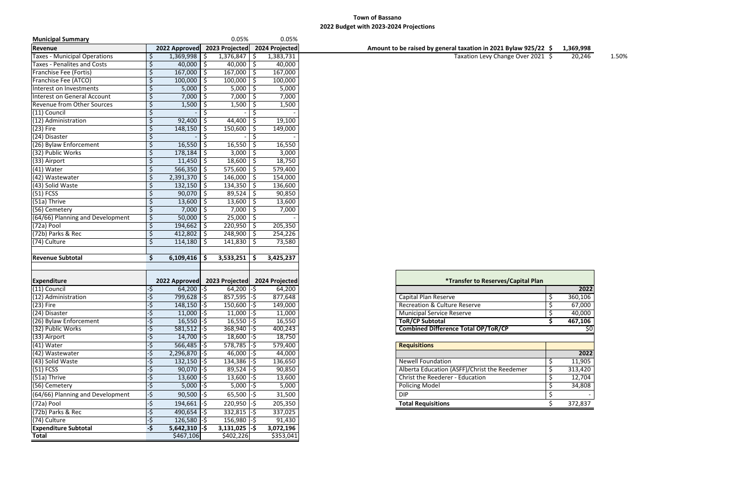**Town of Bassano**

**2022 Budget with 2023-2024 Projections**

| **Municipal Summary** | | 0.05% | 0.05% |
|---|---|---|---|
| **Revenue** | **2022 Approved** | **2023 Projected** | **2024 Projected** |
| Taxes - Municipal Operations | $ 1,369,998 | $ 1,376,847 | $ 1,383,731 |
| Taxes - Penalites and Costs | $ 40,000 | $ 40,000 | $ 40,000 |
| Franchise Fee (Fortis) | $ 167,000 | $ 167,000 | $ 167,000 |
| Franchise Fee (ATCO) | $ 100,000 | $ 100,000 | $ 100,000 |
| Interest on Investments | $ 5,000 | $ 5,000 | $ 5,000 |
| Interest on General Account | $ 7,000 | $ 7,000 | $ 7,000 |
| Revenue from Other Sources | $ 1,500 | $ 1,500 | $ 1,500 |
| (11) Council | $ - | $ - | $ - |
| (12) Administration | $ 92,400 | $ 44,400 | $ 19,100 |
| (23) Fire | $ 148,150 | $ 150,600 | $ 149,000 |
| (24) Disaster | $ - | $ - | $ - |
| (26) Bylaw Enforcement | $ 16,550 | $ 16,550 | $ 16,550 |
| (32) Public Works | $ 178,184 | $ 3,000 | $ 3,000 |
| (33) Airport | $ 11,450 | $ 18,600 | $ 18,750 |
| (41) Water | $ 566,350 | $ 575,600 | $ 579,400 |
| (42) Wastewater | $ 2,391,370 | $ 146,000 | $ 154,000 |
| (43) Solid Waste | $ 132,150 | $ 134,350 | $ 136,600 |
| (51) FCSS | $ 90,070 | $ 89,524 | $ 90,850 |
| (51a) Thrive | $ 13,600 | $ 13,600 | $ 13,600 |
| (56) Cemetery | $ 7,000 | $ 7,000 | $ 7,000 |
| (64/66) Planning and Development | $ 50,000 | $ 25,000 | $ - |
| (72a) Pool | $ 194,662 | $ 220,950 | $ 205,350 |
| (72b) Parks & Rec | $ 412,802 | $ 248,900 | $ 254,226 |
| (74) Culture | $ 114,180 | $ 141,830 | $ 73,580 |
| | | | |
| **Revenue Subtotal** | **$ 6,109,416** | **$ 3,533,251** | **$ 3,425,237** |
| | | | |
| **Expenditure** | **2022 Approved** | **2023 Projected** | **2024 Projected** |
| (11) Council | -$ 64,200 | -$ 64,200 | -$ 64,200 |
| (12) Administration | -$ 799,628 | -$ 857,595 | -$ 877,648 |
| (23) Fire | -$ 148,150 | -$ 150,600 | -$ 149,000 |
| (24) Disaster | -$ 11,000 | -$ 11,000 | -$ 11,000 |
| (26) Bylaw Enforcement | -$ 16,550 | -$ 16,550 | -$ 16,550 |
| (32) Public Works | -$ 581,512 | -$ 368,940 | -$ 400,243 |
| (33) Airport | -$ 14,700 | -$ 18,600 | -$ 18,750 |
| (41) Water | -$ 566,485 | -$ 578,785 | -$ 579,400 |
| (42) Wastewater | -$ 2,296,870 | -$ 46,000 | -$ 44,000 |
| (43) Solid Waste | -$ 132,150 | -$ 134,386 | -$ 136,650 |
| (51) FCSS | -$ 90,070 | -$ 89,524 | -$ 90,850 |
| (51a) Thrive | -$ 13,600 | -$ 13,600 | -$ 13,600 |
| (56) Cemetery | -$ 5,000 | -$ 5,000 | -$ 5,000 |
| (64/66) Planning and Development | -$ 90,500 | -$ 65,500 | -$ 31,500 |
| (72a) Pool | -$ 194,661 | -$ 220,950 | -$ 205,350 |
| (72b) Parks & Rec | -$ 490,654 | -$ 332,815 | -$ 337,025 |
| (74) Culture | -$ 126,580 | -$ 156,980 | -$ 91,430 |
| **Expenditure Subtotal** | **-$ 5,642,310** | **-$ 3,131,025** | **-$ 3,072,196** |
| **Total** | $467,106 | $402,226 | $353,041 |

| | | |
|---|---|---|
| **Amount to be raised by general taxation in 2021 Bylaw 925/22** | **$ 1,369,998** | |
| Taxation Levy Change Over 2021 | $ 20,246 | 1.50% |

| **\*Transfer to Reserves/Capital Plan** | |
|---|---|
| | **2022** |
| Capital Plan Reserve | $ 360,106 |
| Recreation & Culture Reserve | $ 67,000 |
| Municipal Service Reserve | $ 40,000 |
| **ToR/CP Subtotal** | **$ 467,106** |
| **Combined Difference Total OP/ToR/CP** | $0 |

| **Requisitions** | |
|---|---|
| | **2022** |
| Newell Foundation | $ 11,905 |
| Alberta Education (ASFF)/Christ the Reedemer | $ 313,420 |
| Christ the Reederer - Education | $ 12,704 |
| Policing Model | $ 34,808 |
| DIP | $ - |
| **Total Requisitions** | $ 372,837 |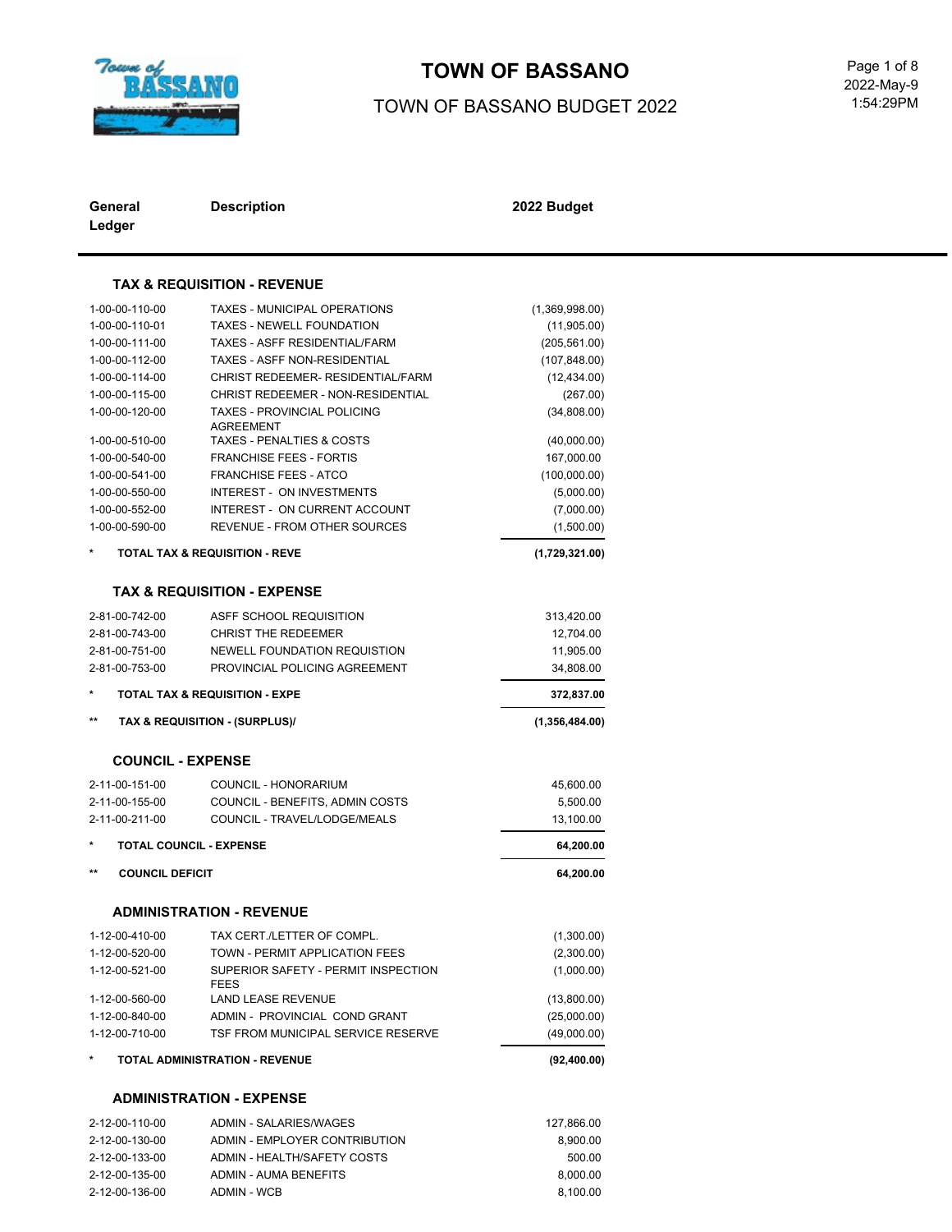# TOWN OF BASSANO

## TOWN OF BASSANO BUDGET 2022

| General Ledger | Description | 2022 Budget |
|---|---|---|
| | **TAX & REQUISITION - REVENUE** | |
| 1-00-00-110-00 | TAXES - MUNICIPAL OPERATIONS | (1,369,998.00) |
| 1-00-00-110-01 | TAXES - NEWELL FOUNDATION | (11,905.00) |
| 1-00-00-111-00 | TAXES - ASFF RESIDENTIAL/FARM | (205,561.00) |
| 1-00-00-112-00 | TAXES - ASFF NON-RESIDENTIAL | (107,848.00) |
| 1-00-00-114-00 | CHRIST REDEEMER- RESIDENTIAL/FARM | (12,434.00) |
| 1-00-00-115-00 | CHRIST REDEEMER - NON-RESIDENTIAL | (267.00) |
| 1-00-00-120-00 | TAXES - PROVINCIAL POLICING AGREEMENT | (34,808.00) |
| 1-00-00-510-00 | TAXES - PENALTIES & COSTS | (40,000.00) |
| 1-00-00-540-00 | FRANCHISE FEES - FORTIS | 167,000.00 |
| 1-00-00-541-00 | FRANCHISE FEES - ATCO | (100,000.00) |
| 1-00-00-550-00 | INTEREST - ON INVESTMENTS | (5,000.00) |
| 1-00-00-552-00 | INTEREST - ON CURRENT ACCOUNT | (7,000.00) |
| 1-00-00-590-00 | REVENUE - FROM OTHER SOURCES | (1,500.00) |
| * | **TOTAL TAX & REQUISITION - REVE** | **(1,729,321.00)** |
| | **TAX & REQUISITION - EXPENSE** | |
| 2-81-00-742-00 | ASFF SCHOOL REQUISITION | 313,420.00 |
| 2-81-00-743-00 | CHRIST THE REDEEMER | 12,704.00 |
| 2-81-00-751-00 | NEWELL FOUNDATION REQUISTION | 11,905.00 |
| 2-81-00-753-00 | PROVINCIAL POLICING AGREEMENT | 34,808.00 |
| * | **TOTAL TAX & REQUISITION - EXPE** | **372,837.00** |
| ** | **TAX & REQUISITION - (SURPLUS)/** | **(1,356,484.00)** |
| | **COUNCIL - EXPENSE** | |
| 2-11-00-151-00 | COUNCIL - HONORARIUM | 45,600.00 |
| 2-11-00-155-00 | COUNCIL - BENEFITS, ADMIN COSTS | 5,500.00 |
| 2-11-00-211-00 | COUNCIL - TRAVEL/LODGE/MEALS | 13,100.00 |
| * | **TOTAL COUNCIL - EXPENSE** | **64,200.00** |
| ** | **COUNCIL DEFICIT** | **64,200.00** |
| | **ADMINISTRATION - REVENUE** | |
| 1-12-00-410-00 | TAX CERT./LETTER OF COMPL. | (1,300.00) |
| 1-12-00-520-00 | TOWN - PERMIT APPLICATION FEES | (2,300.00) |
| 1-12-00-521-00 | SUPERIOR SAFETY - PERMIT INSPECTION FEES | (1,000.00) |
| 1-12-00-560-00 | LAND LEASE REVENUE | (13,800.00) |
| 1-12-00-840-00 | ADMIN - PROVINCIAL COND GRANT | (25,000.00) |
| 1-12-00-710-00 | TSF FROM MUNICIPAL SERVICE RESERVE | (49,000.00) |
| * | **TOTAL ADMINISTRATION - REVENUE** | **(92,400.00)** |
| | **ADMINISTRATION - EXPENSE** | |
| 2-12-00-110-00 | ADMIN - SALARIES/WAGES | 127,866.00 |
| 2-12-00-130-00 | ADMIN - EMPLOYER CONTRIBUTION | 8,900.00 |
| 2-12-00-133-00 | ADMIN - HEALTH/SAFETY COSTS | 500.00 |
| 2-12-00-135-00 | ADMIN - AUMA BENEFITS | 8,000.00 |
| 2-12-00-136-00 | ADMIN - WCB | 8,100.00 |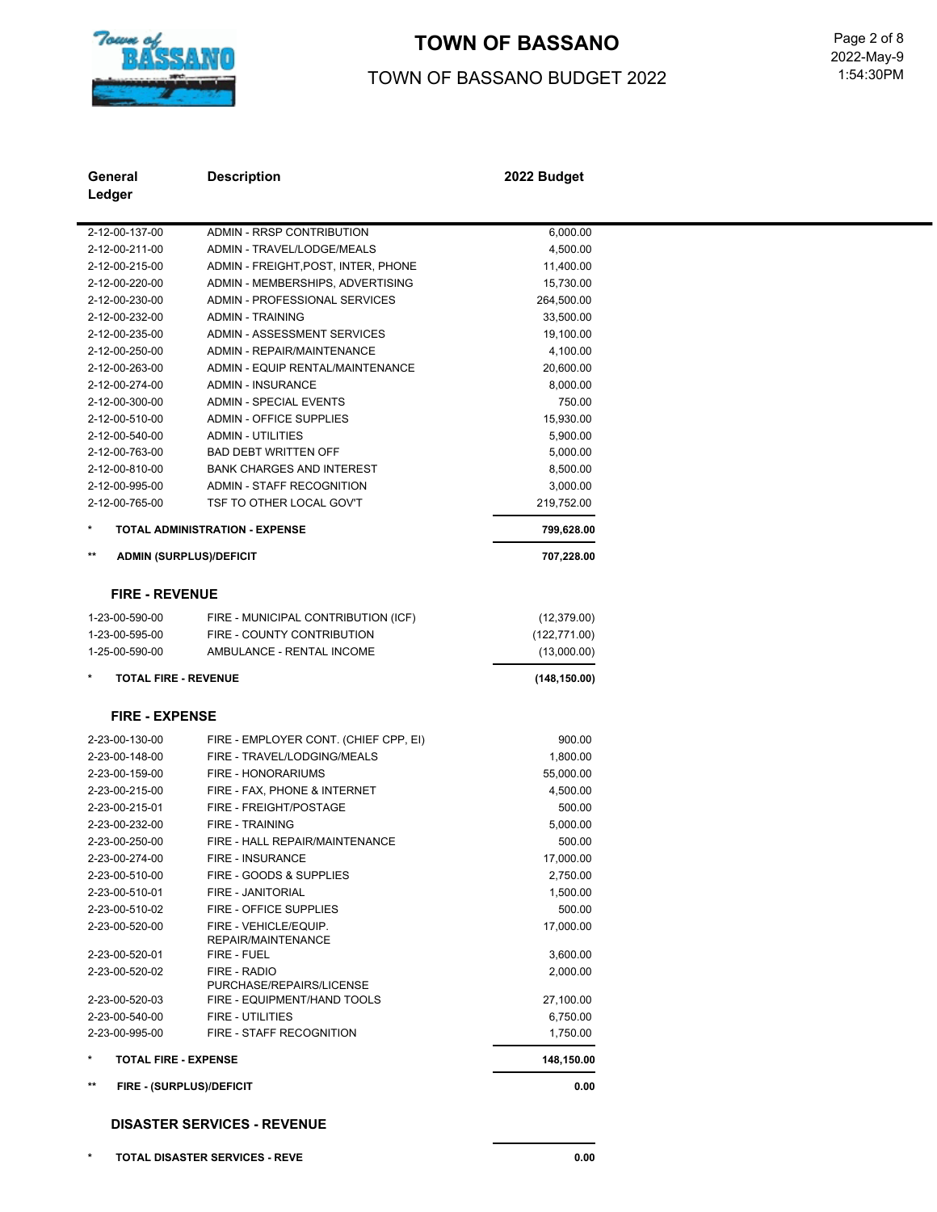# TOWN OF BASSANO

## TOWN OF BASSANO BUDGET 2022

| General Ledger | Description | 2022 Budget |
|---|---|---|
| 2-12-00-137-00 | ADMIN - RRSP CONTRIBUTION | 6,000.00 |
| 2-12-00-211-00 | ADMIN - TRAVEL/LODGE/MEALS | 4,500.00 |
| 2-12-00-215-00 | ADMIN - FREIGHT,POST, INTER, PHONE | 11,400.00 |
| 2-12-00-220-00 | ADMIN - MEMBERSHIPS, ADVERTISING | 15,730.00 |
| 2-12-00-230-00 | ADMIN - PROFESSIONAL SERVICES | 264,500.00 |
| 2-12-00-232-00 | ADMIN - TRAINING | 33,500.00 |
| 2-12-00-235-00 | ADMIN - ASSESSMENT SERVICES | 19,100.00 |
| 2-12-00-250-00 | ADMIN - REPAIR/MAINTENANCE | 4,100.00 |
| 2-12-00-263-00 | ADMIN - EQUIP RENTAL/MAINTENANCE | 20,600.00 |
| 2-12-00-274-00 | ADMIN - INSURANCE | 8,000.00 |
| 2-12-00-300-00 | ADMIN - SPECIAL EVENTS | 750.00 |
| 2-12-00-510-00 | ADMIN - OFFICE SUPPLIES | 15,930.00 |
| 2-12-00-540-00 | ADMIN - UTILITIES | 5,900.00 |
| 2-12-00-763-00 | BAD DEBT WRITTEN OFF | 5,000.00 |
| 2-12-00-810-00 | BANK CHARGES AND INTEREST | 8,500.00 |
| 2-12-00-995-00 | ADMIN - STAFF RECOGNITION | 3,000.00 |
| 2-12-00-765-00 | TSF TO OTHER LOCAL GOV'T | 219,752.00 |
| * | **TOTAL ADMINISTRATION - EXPENSE** | **799,628.00** |
| ** | **ADMIN (SURPLUS)/DEFICIT** | **707,228.00** |

### FIRE - REVENUE

| General Ledger | Description | 2022 Budget |
|---|---|---|
| 1-23-00-590-00 | FIRE - MUNICIPAL CONTRIBUTION (ICF) | (12,379.00) |
| 1-23-00-595-00 | FIRE - COUNTY CONTRIBUTION | (122,771.00) |
| 1-25-00-590-00 | AMBULANCE - RENTAL INCOME | (13,000.00) |
| * | **TOTAL FIRE - REVENUE** | **(148,150.00)** |

### FIRE - EXPENSE

| General Ledger | Description | 2022 Budget |
|---|---|---|
| 2-23-00-130-00 | FIRE - EMPLOYER CONT. (CHIEF CPP, EI) | 900.00 |
| 2-23-00-148-00 | FIRE - TRAVEL/LODGING/MEALS | 1,800.00 |
| 2-23-00-159-00 | FIRE - HONORARIUMS | 55,000.00 |
| 2-23-00-215-00 | FIRE - FAX, PHONE & INTERNET | 4,500.00 |
| 2-23-00-215-01 | FIRE - FREIGHT/POSTAGE | 500.00 |
| 2-23-00-232-00 | FIRE - TRAINING | 5,000.00 |
| 2-23-00-250-00 | FIRE - HALL REPAIR/MAINTENANCE | 500.00 |
| 2-23-00-274-00 | FIRE - INSURANCE | 17,000.00 |
| 2-23-00-510-00 | FIRE - GOODS & SUPPLIES | 2,750.00 |
| 2-23-00-510-01 | FIRE - JANITORIAL | 1,500.00 |
| 2-23-00-510-02 | FIRE - OFFICE SUPPLIES | 500.00 |
| 2-23-00-520-00 | FIRE - VEHICLE/EQUIP. REPAIR/MAINTENANCE | 17,000.00 |
| 2-23-00-520-01 | FIRE - FUEL | 3,600.00 |
| 2-23-00-520-02 | FIRE - RADIO PURCHASE/REPAIRS/LICENSE | 2,000.00 |
| 2-23-00-520-03 | FIRE - EQUIPMENT/HAND TOOLS | 27,100.00 |
| 2-23-00-540-00 | FIRE - UTILITIES | 6,750.00 |
| 2-23-00-995-00 | FIRE - STAFF RECOGNITION | 1,750.00 |
| * | **TOTAL FIRE - EXPENSE** | **148,150.00** |
| ** | **FIRE - (SURPLUS)/DEFICIT** | **0.00** |

### DISASTER SERVICES - REVENUE

| General Ledger | Description | 2022 Budget |
|---|---|---|
| * | **TOTAL DISASTER SERVICES - REVE** | **0.00** |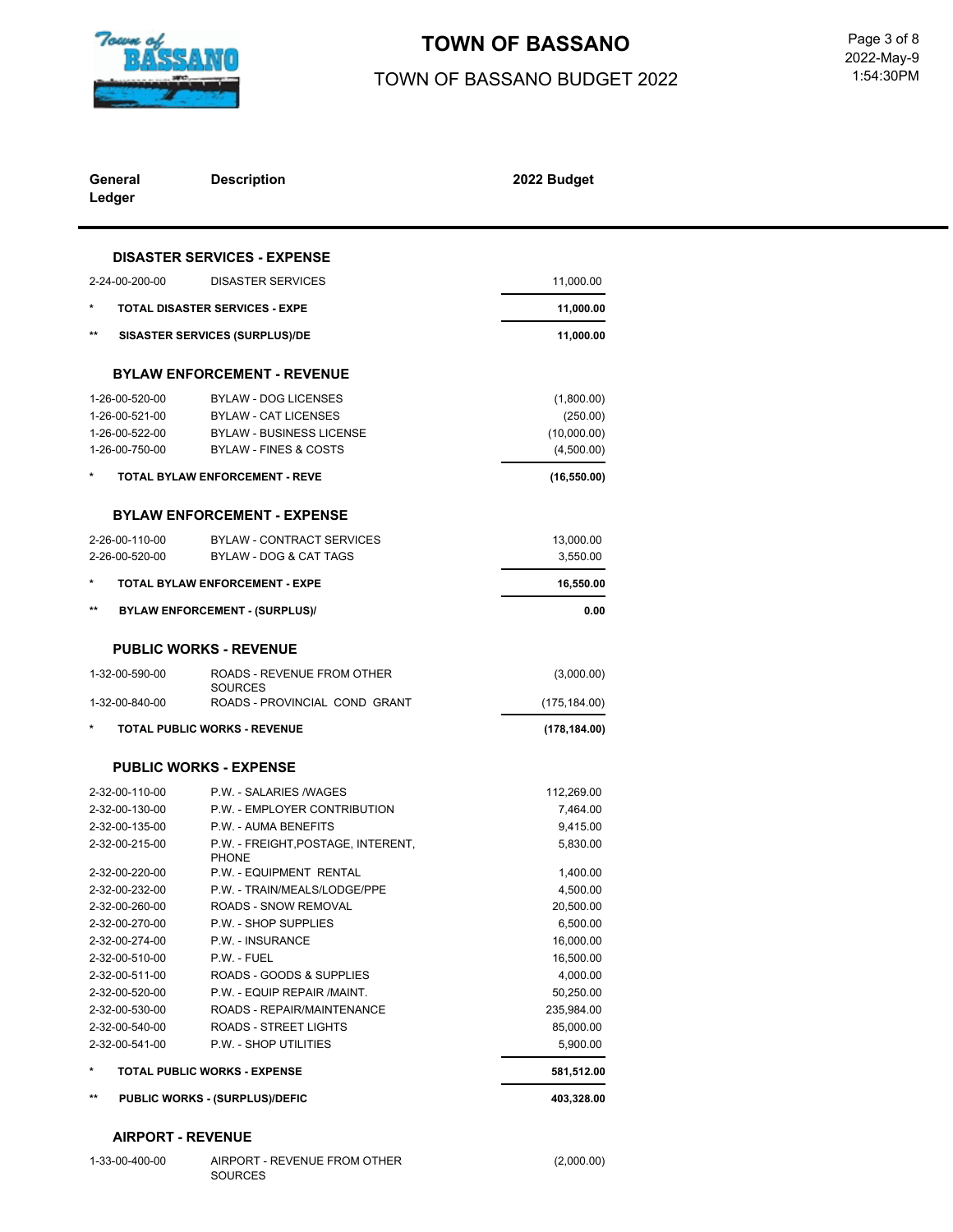# TOWN OF BASSANO

## TOWN OF BASSANO BUDGET 2022

| General Ledger | Description | 2022 Budget |
|---|---|---|
| | **DISASTER SERVICES - EXPENSE** | |
| 2-24-00-200-00 | DISASTER SERVICES | 11,000.00 |
| * | **TOTAL DISASTER SERVICES - EXPE** | **11,000.00** |
| ** | **SISASTER SERVICES (SURPLUS)/DE** | **11,000.00** |
| | **BYLAW ENFORCEMENT - REVENUE** | |
| 1-26-00-520-00 | BYLAW - DOG LICENSES | (1,800.00) |
| 1-26-00-521-00 | BYLAW - CAT LICENSES | (250.00) |
| 1-26-00-522-00 | BYLAW - BUSINESS LICENSE | (10,000.00) |
| 1-26-00-750-00 | BYLAW - FINES & COSTS | (4,500.00) |
| * | **TOTAL BYLAW ENFORCEMENT - REVE** | **(16,550.00)** |
| | **BYLAW ENFORCEMENT - EXPENSE** | |
| 2-26-00-110-00 | BYLAW - CONTRACT SERVICES | 13,000.00 |
| 2-26-00-520-00 | BYLAW - DOG & CAT TAGS | 3,550.00 |
| * | **TOTAL BYLAW ENFORCEMENT - EXPE** | **16,550.00** |
| ** | **BYLAW ENFORCEMENT - (SURPLUS)/** | **0.00** |
| | **PUBLIC WORKS - REVENUE** | |
| 1-32-00-590-00 | ROADS - REVENUE FROM OTHER SOURCES | (3,000.00) |
| 1-32-00-840-00 | ROADS - PROVINCIAL COND GRANT | (175,184.00) |
| * | **TOTAL PUBLIC WORKS - REVENUE** | **(178,184.00)** |
| | **PUBLIC WORKS - EXPENSE** | |
| 2-32-00-110-00 | P.W. - SALARIES /WAGES | 112,269.00 |
| 2-32-00-130-00 | P.W. - EMPLOYER CONTRIBUTION | 7,464.00 |
| 2-32-00-135-00 | P.W. - AUMA BENEFITS | 9,415.00 |
| 2-32-00-215-00 | P.W. - FREIGHT,POSTAGE, INTERENT, PHONE | 5,830.00 |
| 2-32-00-220-00 | P.W. - EQUIPMENT RENTAL | 1,400.00 |
| 2-32-00-232-00 | P.W. - TRAIN/MEALS/LODGE/PPE | 4,500.00 |
| 2-32-00-260-00 | ROADS - SNOW REMOVAL | 20,500.00 |
| 2-32-00-270-00 | P.W. - SHOP SUPPLIES | 6,500.00 |
| 2-32-00-274-00 | P.W. - INSURANCE | 16,000.00 |
| 2-32-00-510-00 | P.W. - FUEL | 16,500.00 |
| 2-32-00-511-00 | ROADS - GOODS & SUPPLIES | 4,000.00 |
| 2-32-00-520-00 | P.W. - EQUIP REPAIR /MAINT. | 50,250.00 |
| 2-32-00-530-00 | ROADS - REPAIR/MAINTENANCE | 235,984.00 |
| 2-32-00-540-00 | ROADS - STREET LIGHTS | 85,000.00 |
| 2-32-00-541-00 | P.W. - SHOP UTILITIES | 5,900.00 |
| * | **TOTAL PUBLIC WORKS - EXPENSE** | **581,512.00** |
| ** | **PUBLIC WORKS - (SURPLUS)/DEFIC** | **403,328.00** |
| | **AIRPORT - REVENUE** | |
| 1-33-00-400-00 | AIRPORT - REVENUE FROM OTHER SOURCES | (2,000.00) |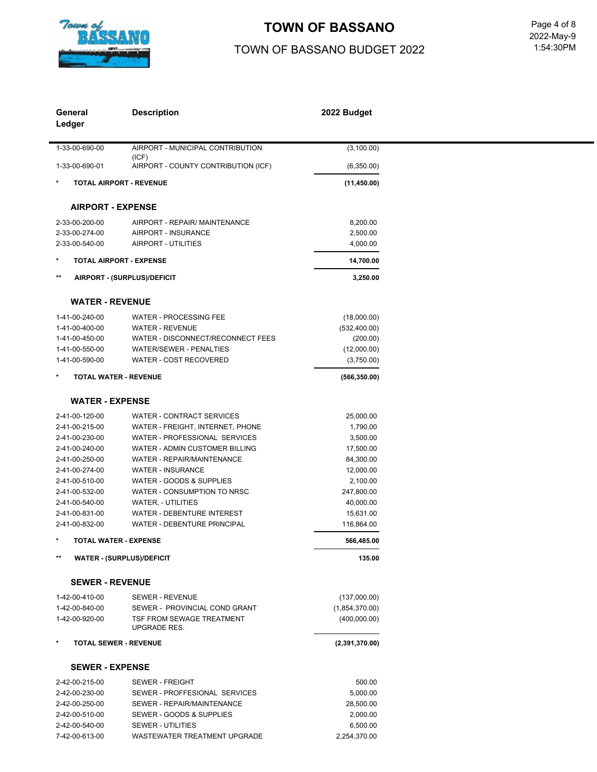# TOWN OF BASSANO

## TOWN OF BASSANO BUDGET 2022

| General Ledger | Description | 2022 Budget |
|---|---|---|
| 1-33-00-690-00 | AIRPORT - MUNICIPAL CONTRIBUTION (ICF) | (3,100.00) |
| 1-33-00-690-01 | AIRPORT - COUNTY CONTRIBUTION (ICF) | (6,350.00) |
| * | **TOTAL AIRPORT - REVENUE** | **(11,450.00)** |
| | **AIRPORT - EXPENSE** | |
| 2-33-00-200-00 | AIRPORT - REPAIR/ MAINTENANCE | 8,200.00 |
| 2-33-00-274-00 | AIRPORT - INSURANCE | 2,500.00 |
| 2-33-00-540-00 | AIRPORT - UTILITIES | 4,000.00 |
| * | **TOTAL AIRPORT - EXPENSE** | **14,700.00** |
| ** | **AIRPORT - (SURPLUS)/DEFICIT** | **3,250.00** |
| | **WATER - REVENUE** | |
| 1-41-00-240-00 | WATER - PROCESSING FEE | (18,000.00) |
| 1-41-00-400-00 | WATER - REVENUE | (532,400.00) |
| 1-41-00-450-00 | WATER - DISCONNECT/RECONNECT FEES | (200.00) |
| 1-41-00-550-00 | WATER/SEWER - PENALTIES | (12,000.00) |
| 1-41-00-590-00 | WATER - COST RECOVERED | (3,750.00) |
| * | **TOTAL WATER - REVENUE** | **(566,350.00)** |
| | **WATER - EXPENSE** | |
| 2-41-00-120-00 | WATER - CONTRACT SERVICES | 25,000.00 |
| 2-41-00-215-00 | WATER - FREIGHT, INTERNET, PHONE | 1,790.00 |
| 2-41-00-230-00 | WATER - PROFESSIONAL SERVICES | 3,500.00 |
| 2-41-00-240-00 | WATER - ADMIN CUSTOMER BILLING | 17,500.00 |
| 2-41-00-250-00 | WATER - REPAIR/MAINTENANCE | 84,300.00 |
| 2-41-00-274-00 | WATER - INSURANCE | 12,000.00 |
| 2-41-00-510-00 | WATER - GOODS & SUPPLIES | 2,100.00 |
| 2-41-00-532-00 | WATER - CONSUMPTION TO NRSC | 247,800.00 |
| 2-41-00-540-00 | WATER, - UTILITIES | 40,000.00 |
| 2-41-00-831-00 | WATER - DEBENTURE INTEREST | 15,631.00 |
| 2-41-00-832-00 | WATER - DEBENTURE PRINCIPAL | 116,864.00 |
| * | **TOTAL WATER - EXPENSE** | **566,485.00** |
| ** | **WATER - (SURPLUS)/DEFICIT** | **135.00** |
| | **SEWER - REVENUE** | |
| 1-42-00-410-00 | SEWER - REVENUE | (137,000.00) |
| 1-42-00-840-00 | SEWER - PROVINCIAL COND GRANT | (1,854,370.00) |
| 1-42-00-920-00 | TSF FROM SEWAGE TREATMENT UPGRADE RES. | (400,000.00) |
| * | **TOTAL SEWER - REVENUE** | **(2,391,370.00)** |
| | **SEWER - EXPENSE** | |
| 2-42-00-215-00 | SEWER - FREIGHT | 500.00 |
| 2-42-00-230-00 | SEWER - PROFFESIONAL SERVICES | 5,000.00 |
| 2-42-00-250-00 | SEWER - REPAIR/MAINTENANCE | 28,500.00 |
| 2-42-00-510-00 | SEWER - GOODS & SUPPLIES | 2,000.00 |
| 2-42-00-540-00 | SEWER - UTILITIES | 6,500.00 |
| 7-42-00-613-00 | WASTEWATER TREATMENT UPGRADE | 2,254,370.00 |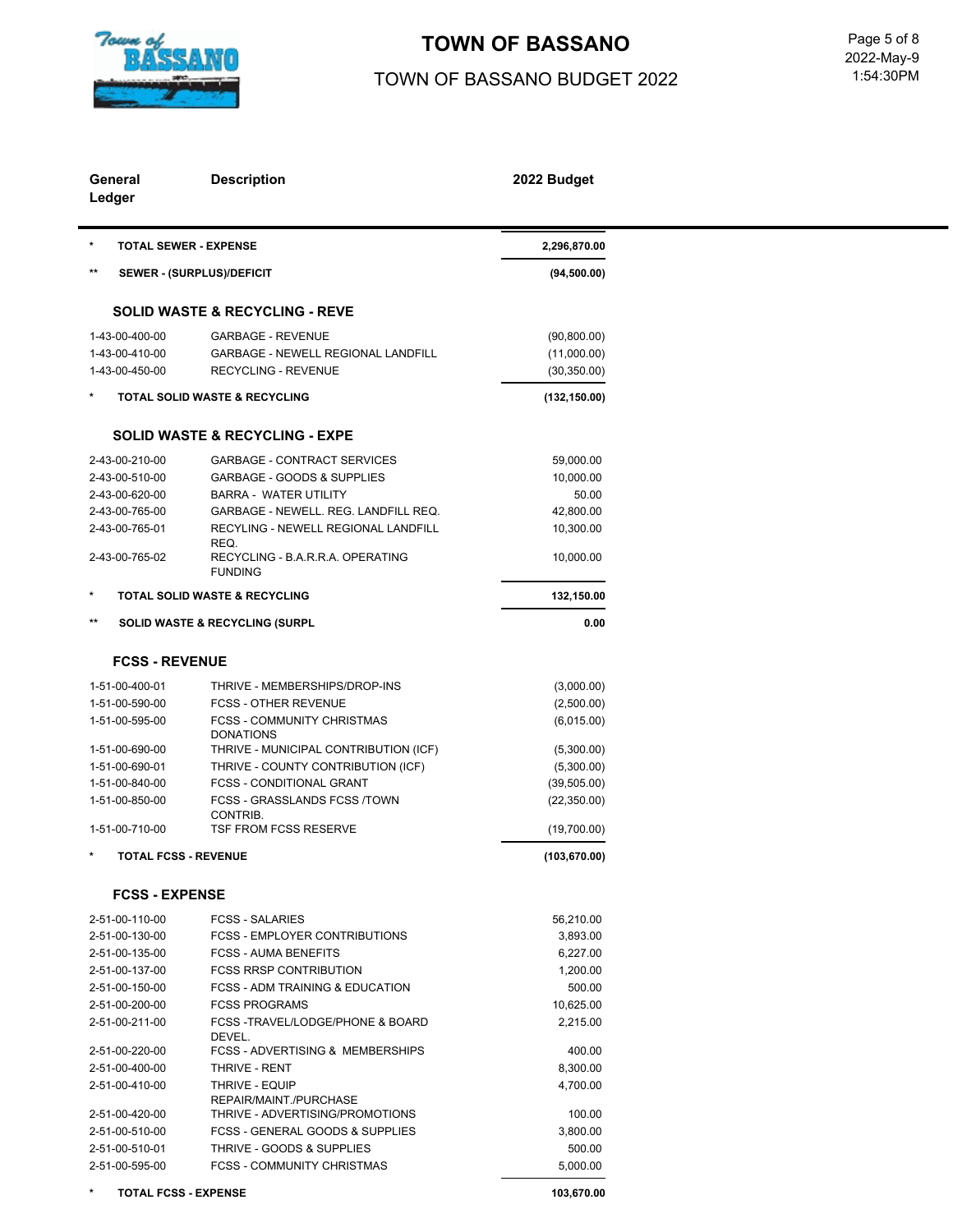# TOWN OF BASSANO

## TOWN OF BASSANO BUDGET 2022

| General Ledger | Description | 2022 Budget |
|---|---|---|
| * | **TOTAL SEWER - EXPENSE** | **2,296,870.00** |
| ** | **SEWER - (SURPLUS)/DEFICIT** | **(94,500.00)** |
| | **SOLID WASTE & RECYCLING - REVE** | |
| 1-43-00-400-00 | GARBAGE - REVENUE | (90,800.00) |
| 1-43-00-410-00 | GARBAGE - NEWELL REGIONAL LANDFILL | (11,000.00) |
| 1-43-00-450-00 | RECYCLING - REVENUE | (30,350.00) |
| * | **TOTAL SOLID WASTE & RECYCLING** | **(132,150.00)** |
| | **SOLID WASTE & RECYCLING - EXPE** | |
| 2-43-00-210-00 | GARBAGE - CONTRACT SERVICES | 59,000.00 |
| 2-43-00-510-00 | GARBAGE - GOODS & SUPPLIES | 10,000.00 |
| 2-43-00-620-00 | BARRA - WATER UTILITY | 50.00 |
| 2-43-00-765-00 | GARBAGE - NEWELL. REG. LANDFILL REQ. | 42,800.00 |
| 2-43-00-765-01 | RECYLING - NEWELL REGIONAL LANDFILL REQ. | 10,300.00 |
| 2-43-00-765-02 | RECYCLING - B.A.R.R.A. OPERATING FUNDING | 10,000.00 |
| * | **TOTAL SOLID WASTE & RECYCLING** | **132,150.00** |
| ** | **SOLID WASTE & RECYCLING (SURPL** | **0.00** |
| | **FCSS - REVENUE** | |
| 1-51-00-400-01 | THRIVE - MEMBERSHIPS/DROP-INS | (3,000.00) |
| 1-51-00-590-00 | FCSS - OTHER REVENUE | (2,500.00) |
| 1-51-00-595-00 | FCSS - COMMUNITY CHRISTMAS DONATIONS | (6,015.00) |
| 1-51-00-690-00 | THRIVE - MUNICIPAL CONTRIBUTION (ICF) | (5,300.00) |
| 1-51-00-690-01 | THRIVE - COUNTY CONTRIBUTION (ICF) | (5,300.00) |
| 1-51-00-840-00 | FCSS - CONDITIONAL GRANT | (39,505.00) |
| 1-51-00-850-00 | FCSS - GRASSLANDS FCSS /TOWN CONTRIB. | (22,350.00) |
| 1-51-00-710-00 | TSF FROM FCSS RESERVE | (19,700.00) |
| * | **TOTAL FCSS - REVENUE** | **(103,670.00)** |
| | **FCSS - EXPENSE** | |
| 2-51-00-110-00 | FCSS - SALARIES | 56,210.00 |
| 2-51-00-130-00 | FCSS - EMPLOYER CONTRIBUTIONS | 3,893.00 |
| 2-51-00-135-00 | FCSS - AUMA BENEFITS | 6,227.00 |
| 2-51-00-137-00 | FCSS RRSP CONTRIBUTION | 1,200.00 |
| 2-51-00-150-00 | FCSS - ADM TRAINING & EDUCATION | 500.00 |
| 2-51-00-200-00 | FCSS PROGRAMS | 10,625.00 |
| 2-51-00-211-00 | FCSS -TRAVEL/LODGE/PHONE & BOARD DEVEL. | 2,215.00 |
| 2-51-00-220-00 | FCSS - ADVERTISING & MEMBERSHIPS | 400.00 |
| 2-51-00-400-00 | THRIVE - RENT | 8,300.00 |
| 2-51-00-410-00 | THRIVE - EQUIP REPAIR/MAINT./PURCHASE | 4,700.00 |
| 2-51-00-420-00 | THRIVE - ADVERTISING/PROMOTIONS | 100.00 |
| 2-51-00-510-00 | FCSS - GENERAL GOODS & SUPPLIES | 3,800.00 |
| 2-51-00-510-01 | THRIVE - GOODS & SUPPLIES | 500.00 |
| 2-51-00-595-00 | FCSS - COMMUNITY CHRISTMAS | 5,000.00 |
| * | **TOTAL FCSS - EXPENSE** | **103,670.00** |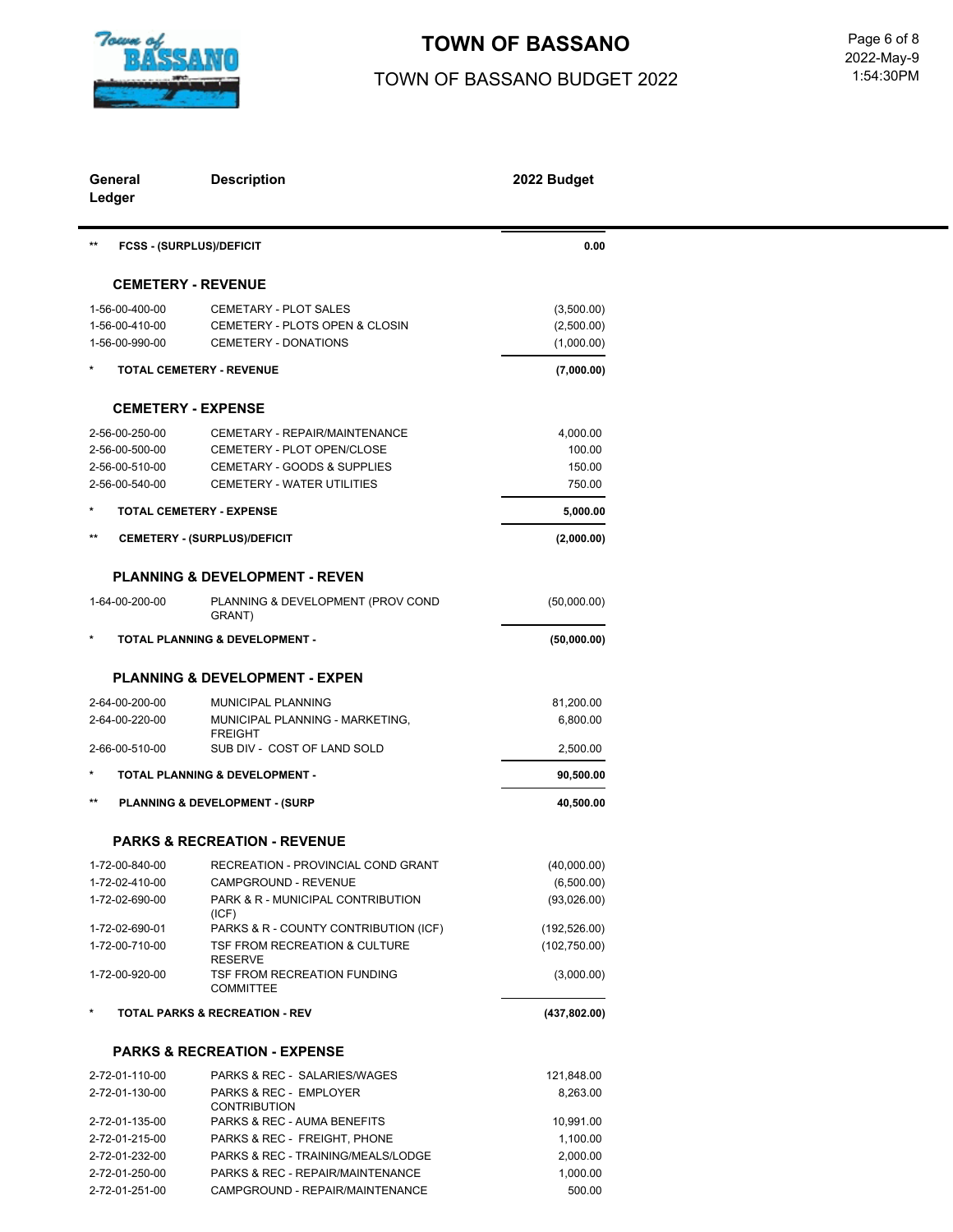# TOWN OF BASSANO

## TOWN OF BASSANO BUDGET 2022

| General Ledger | Description | 2022 Budget |
|---|---|---|
| ** | FCSS - (SURPLUS)/DEFICIT | 0.00 |
| | **CEMETERY - REVENUE** | |
| 1-56-00-400-00 | CEMETARY - PLOT SALES | (3,500.00) |
| 1-56-00-410-00 | CEMETERY - PLOTS OPEN & CLOSIN | (2,500.00) |
| 1-56-00-990-00 | CEMETERY - DONATIONS | (1,000.00) |
| * | TOTAL CEMETERY - REVENUE | (7,000.00) |
| | **CEMETERY - EXPENSE** | |
| 2-56-00-250-00 | CEMETARY - REPAIR/MAINTENANCE | 4,000.00 |
| 2-56-00-500-00 | CEMETERY - PLOT OPEN/CLOSE | 100.00 |
| 2-56-00-510-00 | CEMETARY - GOODS & SUPPLIES | 150.00 |
| 2-56-00-540-00 | CEMETERY - WATER UTILITIES | 750.00 |
| * | TOTAL CEMETERY - EXPENSE | 5,000.00 |
| ** | CEMETERY - (SURPLUS)/DEFICIT | (2,000.00) |
| | **PLANNING & DEVELOPMENT - REVEN** | |
| 1-64-00-200-00 | PLANNING & DEVELOPMENT (PROV COND GRANT) | (50,000.00) |
| * | TOTAL PLANNING & DEVELOPMENT - | (50,000.00) |
| | **PLANNING & DEVELOPMENT - EXPEN** | |
| 2-64-00-200-00 | MUNICIPAL PLANNING | 81,200.00 |
| 2-64-00-220-00 | MUNICIPAL PLANNING - MARKETING, FREIGHT | 6,800.00 |
| 2-66-00-510-00 | SUB DIV - COST OF LAND SOLD | 2,500.00 |
| * | TOTAL PLANNING & DEVELOPMENT - | 90,500.00 |
| ** | PLANNING & DEVELOPMENT - (SURP | 40,500.00 |
| | **PARKS & RECREATION - REVENUE** | |
| 1-72-00-840-00 | RECREATION - PROVINCIAL COND GRANT | (40,000.00) |
| 1-72-02-410-00 | CAMPGROUND - REVENUE | (6,500.00) |
| 1-72-02-690-00 | PARK & R - MUNICIPAL CONTRIBUTION (ICF) | (93,026.00) |
| 1-72-02-690-01 | PARKS & R - COUNTY CONTRIBUTION (ICF) | (192,526.00) |
| 1-72-00-710-00 | TSF FROM RECREATION & CULTURE RESERVE | (102,750.00) |
| 1-72-00-920-00 | TSF FROM RECREATION FUNDING COMMITTEE | (3,000.00) |
| * | TOTAL PARKS & RECREATION - REV | (437,802.00) |
| | **PARKS & RECREATION - EXPENSE** | |
| 2-72-01-110-00 | PARKS & REC - SALARIES/WAGES | 121,848.00 |
| 2-72-01-130-00 | PARKS & REC - EMPLOYER CONTRIBUTION | 8,263.00 |
| 2-72-01-135-00 | PARKS & REC - AUMA BENEFITS | 10,991.00 |
| 2-72-01-215-00 | PARKS & REC - FREIGHT, PHONE | 1,100.00 |
| 2-72-01-232-00 | PARKS & REC - TRAINING/MEALS/LODGE | 2,000.00 |
| 2-72-01-250-00 | PARKS & REC - REPAIR/MAINTENANCE | 1,000.00 |
| 2-72-01-251-00 | CAMPGROUND - REPAIR/MAINTENANCE | 500.00 |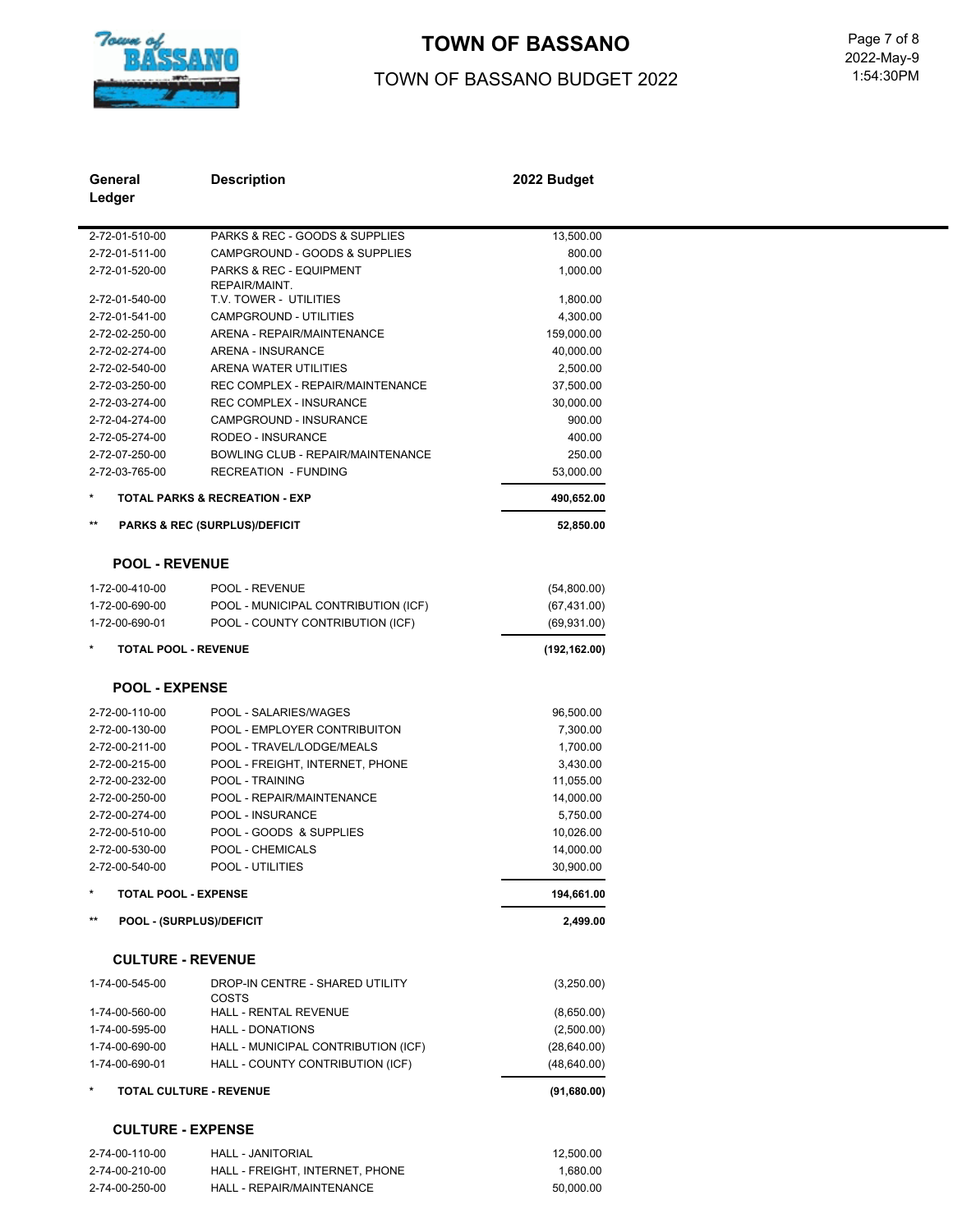# TOWN OF BASSANO

## TOWN OF BASSANO BUDGET 2022

| General Ledger | Description | 2022 Budget |
|---|---|---|
| 2-72-01-510-00 | PARKS & REC - GOODS & SUPPLIES | 13,500.00 |
| 2-72-01-511-00 | CAMPGROUND - GOODS & SUPPLIES | 800.00 |
| 2-72-01-520-00 | PARKS & REC - EQUIPMENT REPAIR/MAINT. | 1,000.00 |
| 2-72-01-540-00 | T.V. TOWER - UTILITIES | 1,800.00 |
| 2-72-01-541-00 | CAMPGROUND - UTILITIES | 4,300.00 |
| 2-72-02-250-00 | ARENA - REPAIR/MAINTENANCE | 159,000.00 |
| 2-72-02-274-00 | ARENA - INSURANCE | 40,000.00 |
| 2-72-02-540-00 | ARENA WATER UTILITIES | 2,500.00 |
| 2-72-03-250-00 | REC COMPLEX - REPAIR/MAINTENANCE | 37,500.00 |
| 2-72-03-274-00 | REC COMPLEX - INSURANCE | 30,000.00 |
| 2-72-04-274-00 | CAMPGROUND - INSURANCE | 900.00 |
| 2-72-05-274-00 | RODEO - INSURANCE | 400.00 |
| 2-72-07-250-00 | BOWLING CLUB - REPAIR/MAINTENANCE | 250.00 |
| 2-72-03-765-00 | RECREATION - FUNDING | 53,000.00 |
| * | **TOTAL PARKS & RECREATION - EXP** | **490,652.00** |
| ** | **PARKS & REC (SURPLUS)/DEFICIT** | **52,850.00** |

### POOL - REVENUE

| General Ledger | Description | 2022 Budget |
|---|---|---|
| 1-72-00-410-00 | POOL - REVENUE | (54,800.00) |
| 1-72-00-690-00 | POOL - MUNICIPAL CONTRIBUTION (ICF) | (67,431.00) |
| 1-72-00-690-01 | POOL - COUNTY CONTRIBUTION (ICF) | (69,931.00) |
| * | **TOTAL POOL - REVENUE** | **(192,162.00)** |

### POOL - EXPENSE

| General Ledger | Description | 2022 Budget |
|---|---|---|
| 2-72-00-110-00 | POOL - SALARIES/WAGES | 96,500.00 |
| 2-72-00-130-00 | POOL - EMPLOYER CONTRIBUITON | 7,300.00 |
| 2-72-00-211-00 | POOL - TRAVEL/LODGE/MEALS | 1,700.00 |
| 2-72-00-215-00 | POOL - FREIGHT, INTERNET, PHONE | 3,430.00 |
| 2-72-00-232-00 | POOL - TRAINING | 11,055.00 |
| 2-72-00-250-00 | POOL - REPAIR/MAINTENANCE | 14,000.00 |
| 2-72-00-274-00 | POOL - INSURANCE | 5,750.00 |
| 2-72-00-510-00 | POOL - GOODS & SUPPLIES | 10,026.00 |
| 2-72-00-530-00 | POOL - CHEMICALS | 14,000.00 |
| 2-72-00-540-00 | POOL - UTILITIES | 30,900.00 |
| * | **TOTAL POOL - EXPENSE** | **194,661.00** |
| ** | **POOL - (SURPLUS)/DEFICIT** | **2,499.00** |

### CULTURE - REVENUE

| General Ledger | Description | 2022 Budget |
|---|---|---|
| 1-74-00-545-00 | DROP-IN CENTRE - SHARED UTILITY COSTS | (3,250.00) |
| 1-74-00-560-00 | HALL - RENTAL REVENUE | (8,650.00) |
| 1-74-00-595-00 | HALL - DONATIONS | (2,500.00) |
| 1-74-00-690-00 | HALL - MUNICIPAL CONTRIBUTION (ICF) | (28,640.00) |
| 1-74-00-690-01 | HALL - COUNTY CONTRIBUTION (ICF) | (48,640.00) |
| * | **TOTAL CULTURE - REVENUE** | **(91,680.00)** |

### CULTURE - EXPENSE

| General Ledger | Description | 2022 Budget |
|---|---|---|
| 2-74-00-110-00 | HALL - JANITORIAL | 12,500.00 |
| 2-74-00-210-00 | HALL - FREIGHT, INTERNET, PHONE | 1,680.00 |
| 2-74-00-250-00 | HALL - REPAIR/MAINTENANCE | 50,000.00 |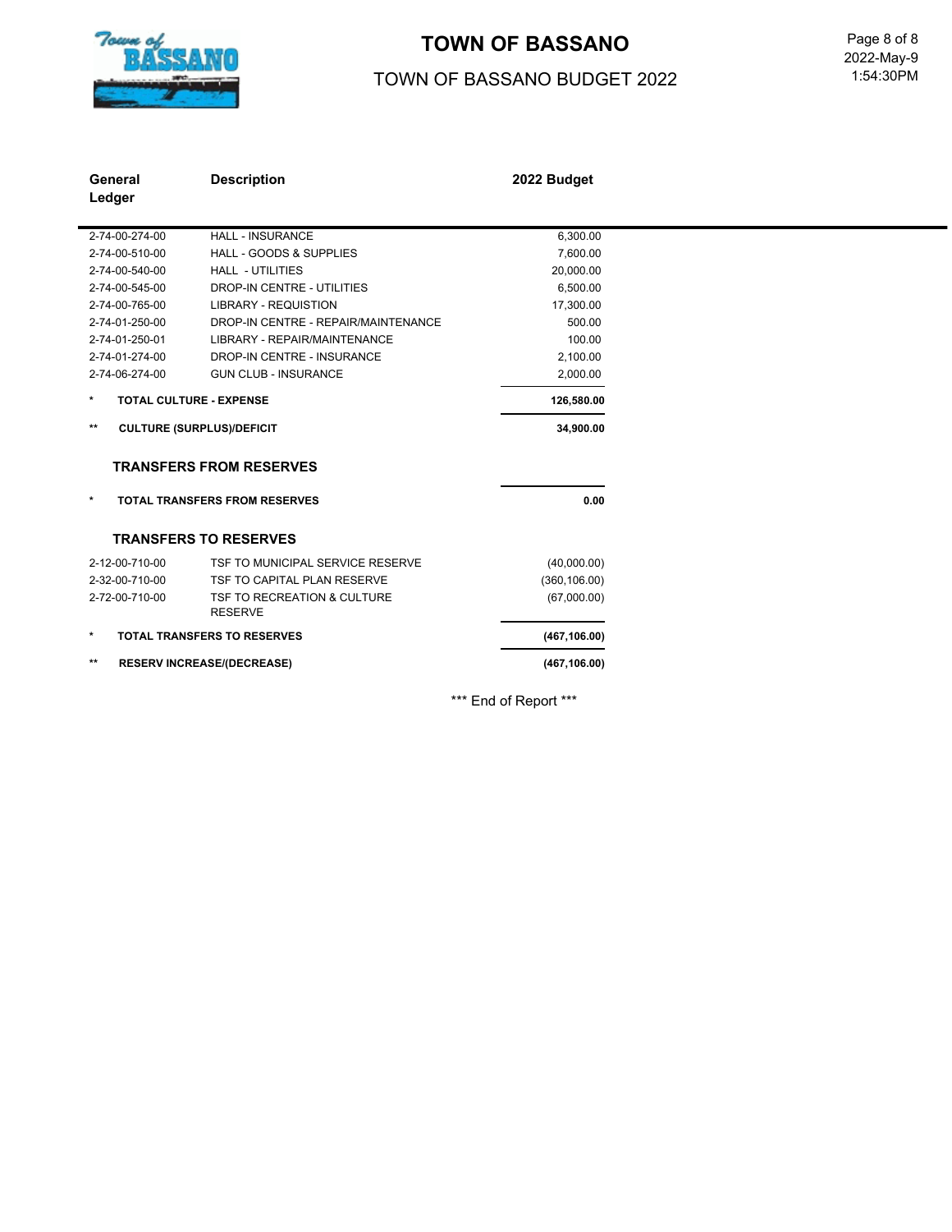# TOWN OF BASSANO

## TOWN OF BASSANO BUDGET 2022

| General Ledger | Description | 2022 Budget |
|---|---|---|
| 2-74-00-274-00 | HALL - INSURANCE | 6,300.00 |
| 2-74-00-510-00 | HALL - GOODS & SUPPLIES | 7,600.00 |
| 2-74-00-540-00 | HALL - UTILITIES | 20,000.00 |
| 2-74-00-545-00 | DROP-IN CENTRE - UTILITIES | 6,500.00 |
| 2-74-00-765-00 | LIBRARY - REQUISTION | 17,300.00 |
| 2-74-01-250-00 | DROP-IN CENTRE - REPAIR/MAINTENANCE | 500.00 |
| 2-74-01-250-01 | LIBRARY - REPAIR/MAINTENANCE | 100.00 |
| 2-74-01-274-00 | DROP-IN CENTRE - INSURANCE | 2,100.00 |
| 2-74-06-274-00 | GUN CLUB - INSURANCE | 2,000.00 |
| * | **TOTAL CULTURE - EXPENSE** | **126,580.00** |
| ** | **CULTURE (SURPLUS)/DEFICIT** | **34,900.00** |

### TRANSFERS FROM RESERVES

| | | |
|---|---|---|
| * | **TOTAL TRANSFERS FROM RESERVES** | **0.00** |

### TRANSFERS TO RESERVES

| | | |
|---|---|---|
| 2-12-00-710-00 | TSF TO MUNICIPAL SERVICE RESERVE | (40,000.00) |
| 2-32-00-710-00 | TSF TO CAPITAL PLAN RESERVE | (360,106.00) |
| 2-72-00-710-00 | TSF TO RECREATION & CULTURE RESERVE | (67,000.00) |
| * | **TOTAL TRANSFERS TO RESERVES** | **(467,106.00)** |
| ** | **RESERV INCREASE/(DECREASE)** | **(467,106.00)** |

*** End of Report ***